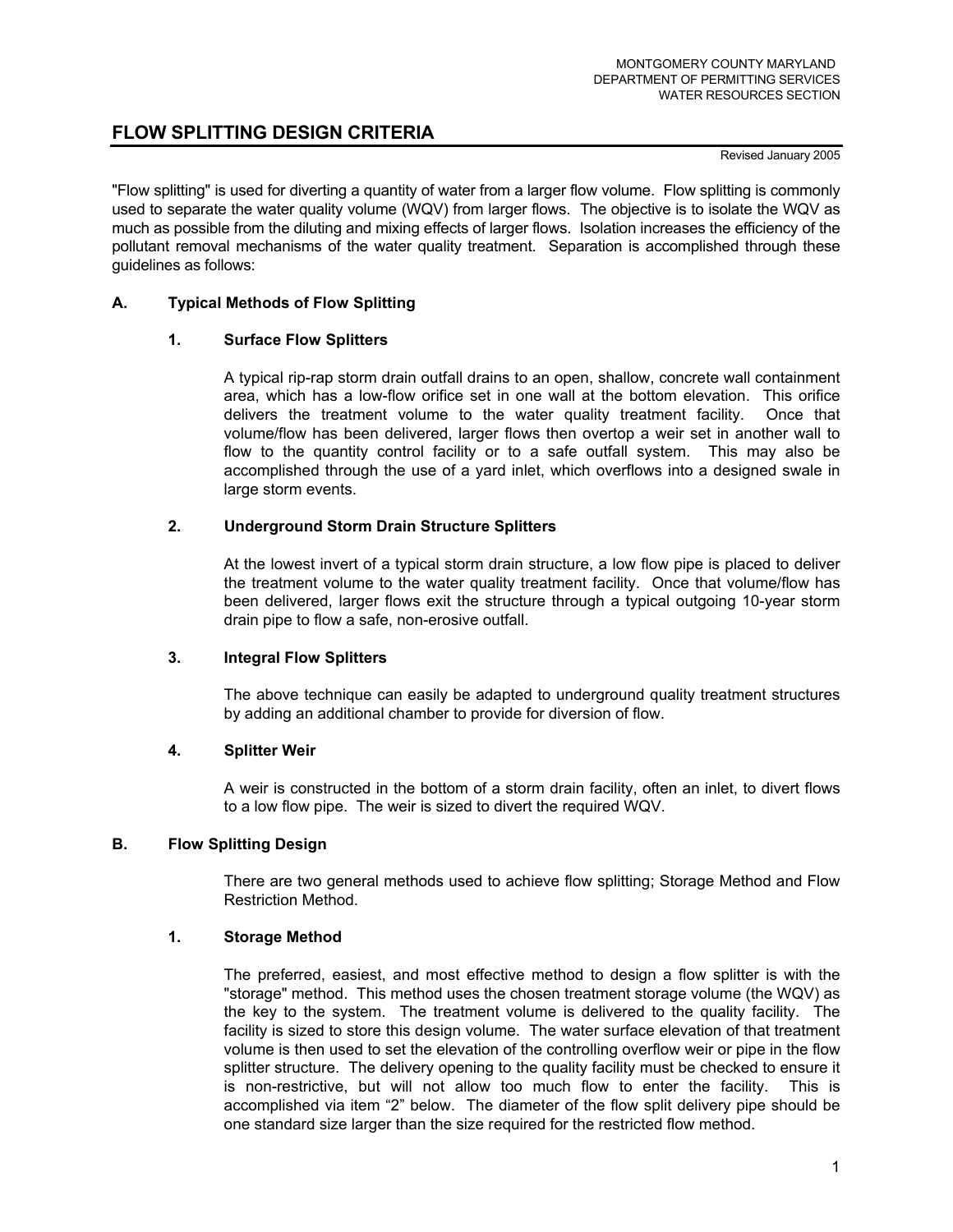MONTGOMERY COUNTY MARYLAND
DEPARTMENT OF PERMITTING SERVICES
WATER RESOURCES SECTION

# FLOW SPLITTING DESIGN CRITERIA

Revised January 2005

"Flow splitting" is used for diverting a quantity of water from a larger flow volume. Flow splitting is commonly used to separate the water quality volume (WQV) from larger flows. The objective is to isolate the WQV as much as possible from the diluting and mixing effects of larger flows. Isolation increases the efficiency of the pollutant removal mechanisms of the water quality treatment. Separation is accomplished through these guidelines as follows:

## A. Typical Methods of Flow Splitting

### 1. Surface Flow Splitters

A typical rip-rap storm drain outfall drains to an open, shallow, concrete wall containment area, which has a low-flow orifice set in one wall at the bottom elevation. This orifice delivers the treatment volume to the water quality treatment facility. Once that volume/flow has been delivered, larger flows then overtop a weir set in another wall to flow to the quantity control facility or to a safe outfall system. This may also be accomplished through the use of a yard inlet, which overflows into a designed swale in large storm events.

### 2. Underground Storm Drain Structure Splitters

At the lowest invert of a typical storm drain structure, a low flow pipe is placed to deliver the treatment volume to the water quality treatment facility. Once that volume/flow has been delivered, larger flows exit the structure through a typical outgoing 10-year storm drain pipe to flow a safe, non-erosive outfall.

### 3. Integral Flow Splitters

The above technique can easily be adapted to underground quality treatment structures by adding an additional chamber to provide for diversion of flow.

### 4. Splitter Weir

A weir is constructed in the bottom of a storm drain facility, often an inlet, to divert flows to a low flow pipe. The weir is sized to divert the required WQV.

## B. Flow Splitting Design

There are two general methods used to achieve flow splitting; Storage Method and Flow Restriction Method.

### 1. Storage Method

The preferred, easiest, and most effective method to design a flow splitter is with the "storage" method. This method uses the chosen treatment storage volume (the WQV) as the key to the system. The treatment volume is delivered to the quality facility. The facility is sized to store this design volume. The water surface elevation of that treatment volume is then used to set the elevation of the controlling overflow weir or pipe in the flow splitter structure. The delivery opening to the quality facility must be checked to ensure it is non-restrictive, but will not allow too much flow to enter the facility. This is accomplished via item "2" below. The diameter of the flow split delivery pipe should be one standard size larger than the size required for the restricted flow method.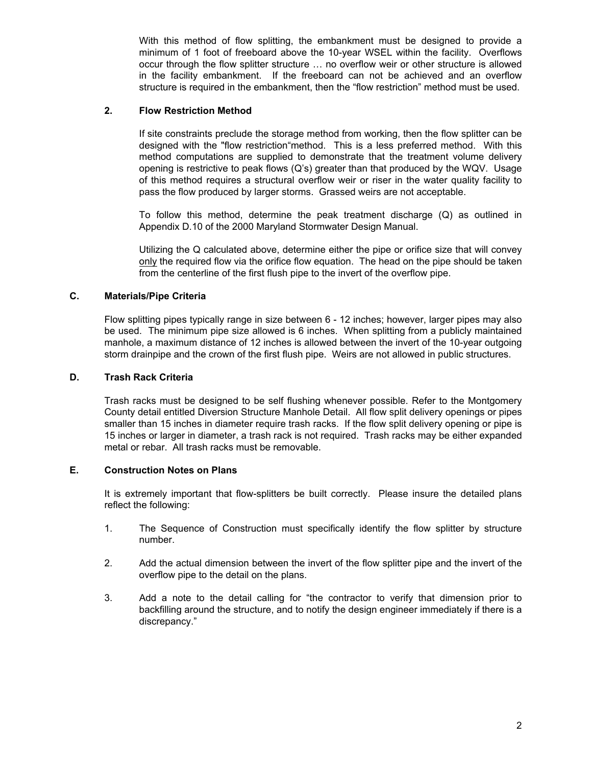With this method of flow splitting, the embankment must be designed to provide a minimum of 1 foot of freeboard above the 10-year WSEL within the facility. Overflows occur through the flow splitter structure … no overflow weir or other structure is allowed in the facility embankment. If the freeboard can not be achieved and an overflow structure is required in the embankment, then the “flow restriction” method must be used.

### 2. Flow Restriction Method

If site constraints preclude the storage method from working, then the flow splitter can be designed with the "flow restriction“method. This is a less preferred method. With this method computations are supplied to demonstrate that the treatment volume delivery opening is restrictive to peak flows (Q’s) greater than that produced by the WQV. Usage of this method requires a structural overflow weir or riser in the water quality facility to pass the flow produced by larger storms. Grassed weirs are not acceptable.

To follow this method, determine the peak treatment discharge (Q) as outlined in Appendix D.10 of the 2000 Maryland Stormwater Design Manual.

Utilizing the Q calculated above, determine either the pipe or orifice size that will convey only the required flow via the orifice flow equation. The head on the pipe should be taken from the centerline of the first flush pipe to the invert of the overflow pipe.

## C. Materials/Pipe Criteria

Flow splitting pipes typically range in size between 6 - 12 inches; however, larger pipes may also be used. The minimum pipe size allowed is 6 inches. When splitting from a publicly maintained manhole, a maximum distance of 12 inches is allowed between the invert of the 10-year outgoing storm drainpipe and the crown of the first flush pipe. Weirs are not allowed in public structures.

## D. Trash Rack Criteria

Trash racks must be designed to be self flushing whenever possible. Refer to the Montgomery County detail entitled Diversion Structure Manhole Detail. All flow split delivery openings or pipes smaller than 15 inches in diameter require trash racks. If the flow split delivery opening or pipe is 15 inches or larger in diameter, a trash rack is not required. Trash racks may be either expanded metal or rebar. All trash racks must be removable.

## E. Construction Notes on Plans

It is extremely important that flow-splitters be built correctly. Please insure the detailed plans reflect the following:

1. The Sequence of Construction must specifically identify the flow splitter by structure number.
2. Add the actual dimension between the invert of the flow splitter pipe and the invert of the overflow pipe to the detail on the plans.
3. Add a note to the detail calling for “the contractor to verify that dimension prior to backfilling around the structure, and to notify the design engineer immediately if there is a discrepancy.”